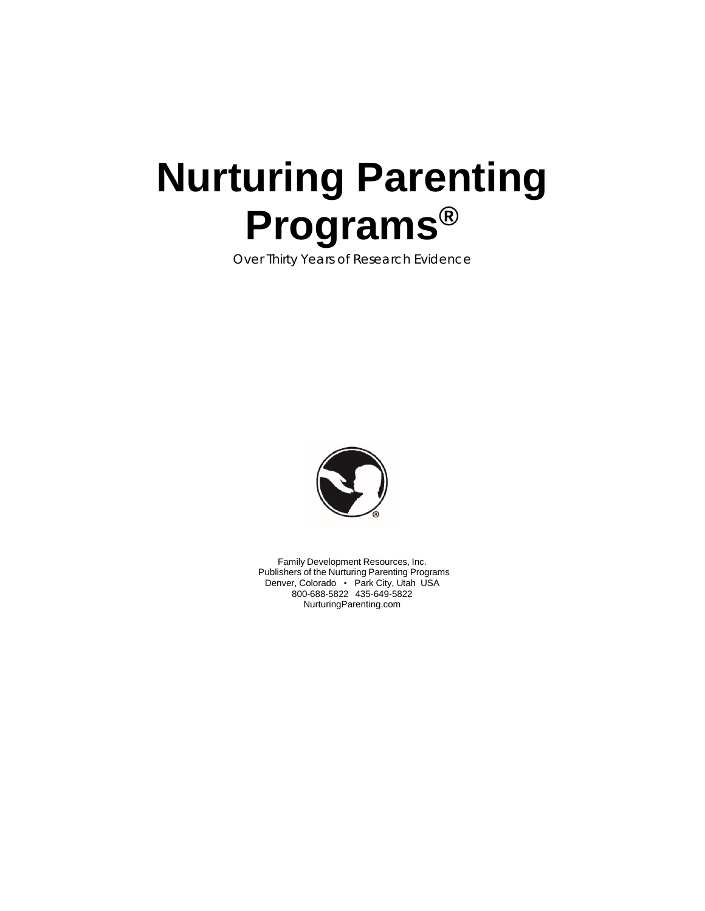# Nurturing Parenting Programs®

Over Thirty Years of Research Evidence

Family Development Resources, Inc.
Publishers of the Nurturing Parenting Programs
Denver, Colorado • Park City, Utah USA
800-688-5822 435-649-5822
NurturingParenting.com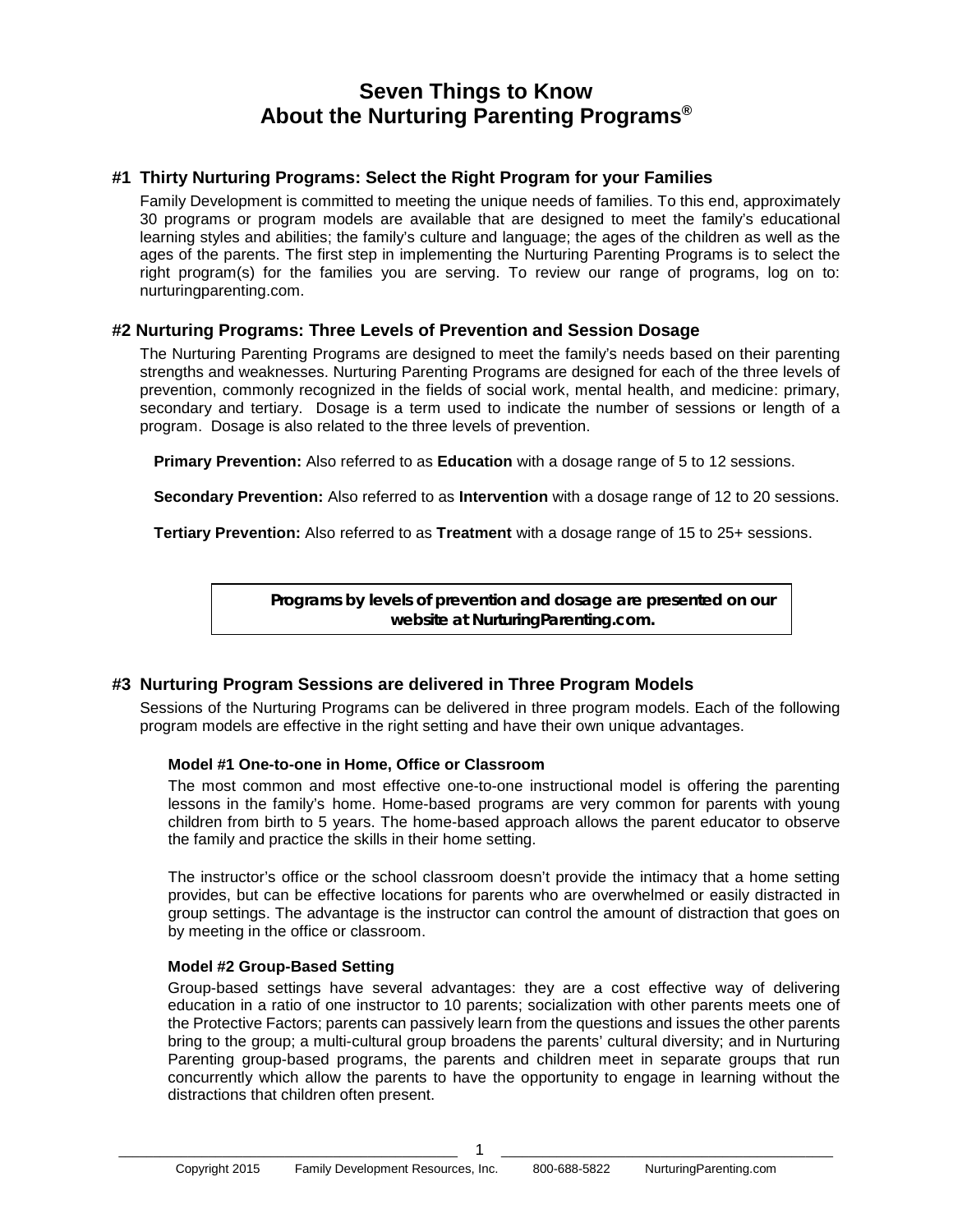# Seven Things to Know About the Nurturing Parenting Programs®

## #1 Thirty Nurturing Programs: Select the Right Program for your Families

Family Development is committed to meeting the unique needs of families. To this end, approximately 30 programs or program models are available that are designed to meet the family's educational learning styles and abilities; the family's culture and language; the ages of the children as well as the ages of the parents. The first step in implementing the Nurturing Parenting Programs is to select the right program(s) for the families you are serving. To review our range of programs, log on to: nurturingparenting.com.

## #2 Nurturing Programs: Three Levels of Prevention and Session Dosage

The Nurturing Parenting Programs are designed to meet the family's needs based on their parenting strengths and weaknesses. Nurturing Parenting Programs are designed for each of the three levels of prevention, commonly recognized in the fields of social work, mental health, and medicine: primary, secondary and tertiary. Dosage is a term used to indicate the number of sessions or length of a program. Dosage is also related to the three levels of prevention.

**Primary Prevention:** Also referred to as **Education** with a dosage range of 5 to 12 sessions.

**Secondary Prevention:** Also referred to as **Intervention** with a dosage range of 12 to 20 sessions.

**Tertiary Prevention:** Also referred to as **Treatment** with a dosage range of 15 to 25+ sessions.

**Programs by levels of prevention and dosage are presented on our website at NurturingParenting.com.**

## #3 Nurturing Program Sessions are delivered in Three Program Models

Sessions of the Nurturing Programs can be delivered in three program models. Each of the following program models are effective in the right setting and have their own unique advantages.

### Model #1 One-to-one in Home, Office or Classroom

The most common and most effective one-to-one instructional model is offering the parenting lessons in the family's home. Home-based programs are very common for parents with young children from birth to 5 years. The home-based approach allows the parent educator to observe the family and practice the skills in their home setting.

The instructor's office or the school classroom doesn't provide the intimacy that a home setting provides, but can be effective locations for parents who are overwhelmed or easily distracted in group settings. The advantage is the instructor can control the amount of distraction that goes on by meeting in the office or classroom.

### Model #2 Group-Based Setting

Group-based settings have several advantages: they are a cost effective way of delivering education in a ratio of one instructor to 10 parents; socialization with other parents meets one of the Protective Factors; parents can passively learn from the questions and issues the other parents bring to the group; a multi-cultural group broadens the parents' cultural diversity; and in Nurturing Parenting group-based programs, the parents and children meet in separate groups that run concurrently which allow the parents to have the opportunity to engage in learning without the distractions that children often present.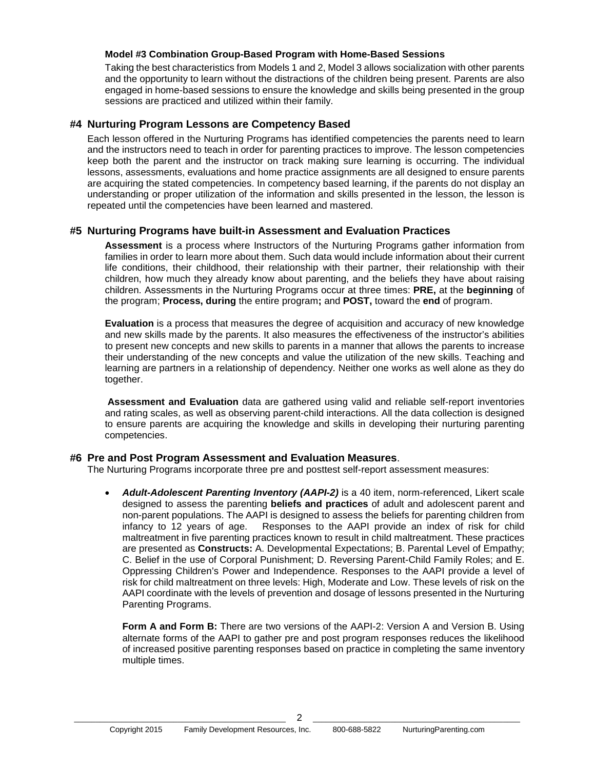**Model #3 Combination Group-Based Program with Home-Based Sessions**

Taking the best characteristics from Models 1 and 2, Model 3 allows socialization with other parents and the opportunity to learn without the distractions of the children being present. Parents are also engaged in home-based sessions to ensure the knowledge and skills being presented in the group sessions are practiced and utilized within their family.

## #4 Nurturing Program Lessons are Competency Based

Each lesson offered in the Nurturing Programs has identified competencies the parents need to learn and the instructors need to teach in order for parenting practices to improve. The lesson competencies keep both the parent and the instructor on track making sure learning is occurring. The individual lessons, assessments, evaluations and home practice assignments are all designed to ensure parents are acquiring the stated competencies. In competency based learning, if the parents do not display an understanding or proper utilization of the information and skills presented in the lesson, the lesson is repeated until the competencies have been learned and mastered.

## #5 Nurturing Programs have built-in Assessment and Evaluation Practices

**Assessment** is a process where Instructors of the Nurturing Programs gather information from families in order to learn more about them. Such data would include information about their current life conditions, their childhood, their relationship with their partner, their relationship with their children, how much they already know about parenting, and the beliefs they have about raising children. Assessments in the Nurturing Programs occur at three times: **PRE,** at the **beginning** of the program; **Process, during** the entire program**;** and **POST,** toward the **end** of program.

**Evaluation** is a process that measures the degree of acquisition and accuracy of new knowledge and new skills made by the parents. It also measures the effectiveness of the instructor's abilities to present new concepts and new skills to parents in a manner that allows the parents to increase their understanding of the new concepts and value the utilization of the new skills. Teaching and learning are partners in a relationship of dependency. Neither one works as well alone as they do together.

**Assessment and Evaluation** data are gathered using valid and reliable self-report inventories and rating scales, as well as observing parent-child interactions. All the data collection is designed to ensure parents are acquiring the knowledge and skills in developing their nurturing parenting competencies.

## #6 Pre and Post Program Assessment and Evaluation Measures.

The Nurturing Programs incorporate three pre and posttest self-report assessment measures:

- ***Adult-Adolescent Parenting Inventory (AAPI-2)*** is a 40 item, norm-referenced, Likert scale designed to assess the parenting **beliefs and practices** of adult and adolescent parent and non-parent populations. The AAPI is designed to assess the beliefs for parenting children from infancy to 12 years of age. Responses to the AAPI provide an index of risk for child maltreatment in five parenting practices known to result in child maltreatment. These practices are presented as **Constructs:** A. Developmental Expectations; B. Parental Level of Empathy; C. Belief in the use of Corporal Punishment; D. Reversing Parent-Child Family Roles; and E. Oppressing Children's Power and Independence. Responses to the AAPI provide a level of risk for child maltreatment on three levels: High, Moderate and Low. These levels of risk on the AAPI coordinate with the levels of prevention and dosage of lessons presented in the Nurturing Parenting Programs.

  **Form A and Form B:** There are two versions of the AAPI-2: Version A and Version B. Using alternate forms of the AAPI to gather pre and post program responses reduces the likelihood of increased positive parenting responses based on practice in completing the same inventory multiple times.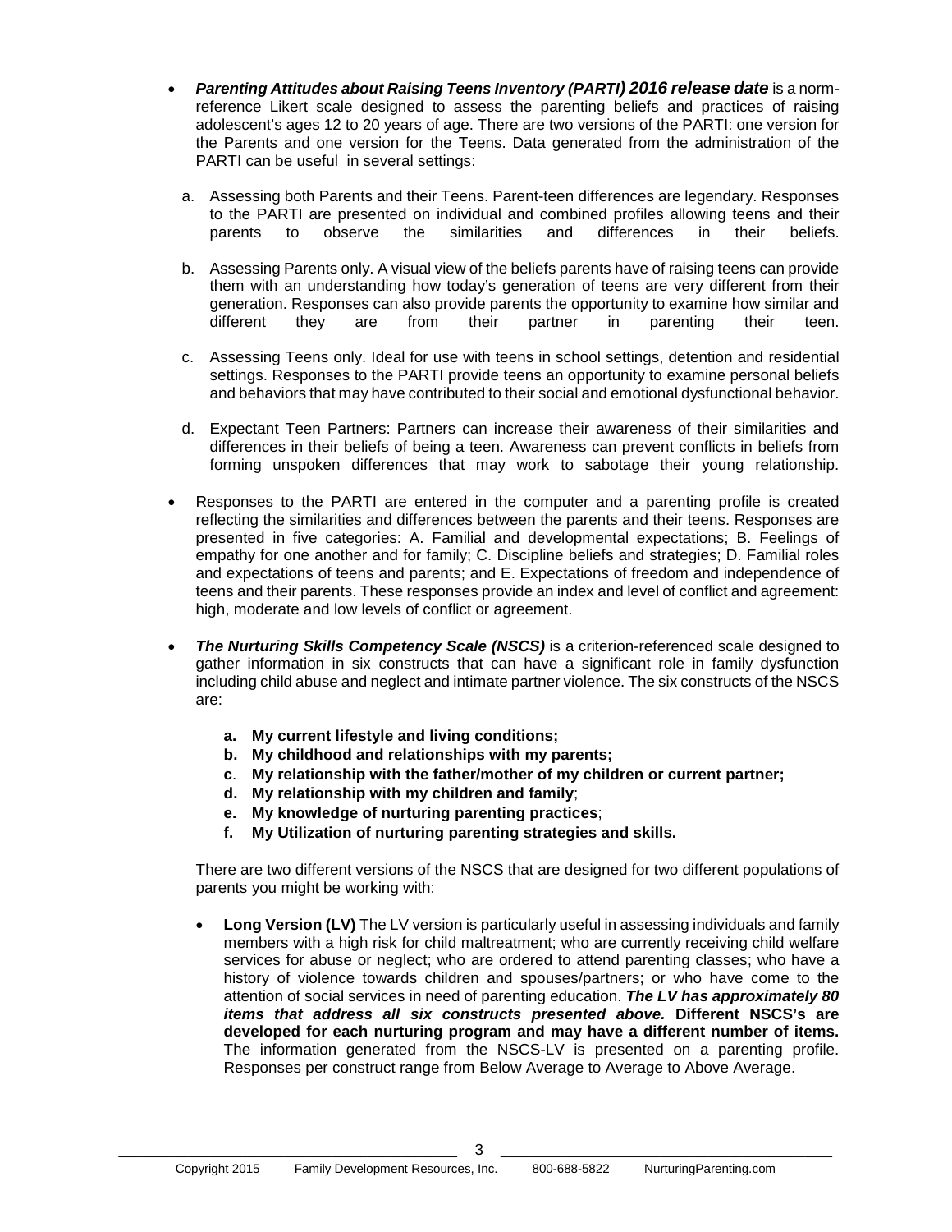- ***Parenting Attitudes about Raising Teens Inventory (PARTI) 2016 release date*** is a norm-reference Likert scale designed to assess the parenting beliefs and practices of raising adolescent's ages 12 to 20 years of age. There are two versions of the PARTI: one version for the Parents and one version for the Teens. Data generated from the administration of the PARTI can be useful in several settings:

  a. Assessing both Parents and their Teens. Parent-teen differences are legendary. Responses to the PARTI are presented on individual and combined profiles allowing teens and their parents to observe the similarities and differences in their beliefs.

  b. Assessing Parents only. A visual view of the beliefs parents have of raising teens can provide them with an understanding how today's generation of teens are very different from their generation. Responses can also provide parents the opportunity to examine how similar and different they are from their partner in parenting their teen.

  c. Assessing Teens only. Ideal for use with teens in school settings, detention and residential settings. Responses to the PARTI provide teens an opportunity to examine personal beliefs and behaviors that may have contributed to their social and emotional dysfunctional behavior.

  d. Expectant Teen Partners: Partners can increase their awareness of their similarities and differences in their beliefs of being a teen. Awareness can prevent conflicts in beliefs from forming unspoken differences that may work to sabotage their young relationship.

- Responses to the PARTI are entered in the computer and a parenting profile is created reflecting the similarities and differences between the parents and their teens. Responses are presented in five categories: A. Familial and developmental expectations; B. Feelings of empathy for one another and for family; C. Discipline beliefs and strategies; D. Familial roles and expectations of teens and parents; and E. Expectations of freedom and independence of teens and their parents. These responses provide an index and level of conflict and agreement: high, moderate and low levels of conflict or agreement.

- ***The Nurturing Skills Competency Scale (NSCS)*** is a criterion-referenced scale designed to gather information in six constructs that can have a significant role in family dysfunction including child abuse and neglect and intimate partner violence. The six constructs of the NSCS are:

  **a. My current lifestyle and living conditions;**
  **b. My childhood and relationships with my parents;**
  **c. My relationship with the father/mother of my children or current partner;**
  **d. My relationship with my children and family**;
  **e. My knowledge of nurturing parenting practices**;
  **f. My Utilization of nurturing parenting strategies and skills.**

  There are two different versions of the NSCS that are designed for two different populations of parents you might be working with:

  - **Long Version (LV)** The LV version is particularly useful in assessing individuals and family members with a high risk for child maltreatment; who are currently receiving child welfare services for abuse or neglect; who are ordered to attend parenting classes; who have a history of violence towards children and spouses/partners; or who have come to the attention of social services in need of parenting education. ***The LV has approximately 80 items that address all six constructs presented above.*** **Different NSCS's are developed for each nurturing program and may have a different number of items.** The information generated from the NSCS-LV is presented on a parenting profile. Responses per construct range from Below Average to Average to Above Average.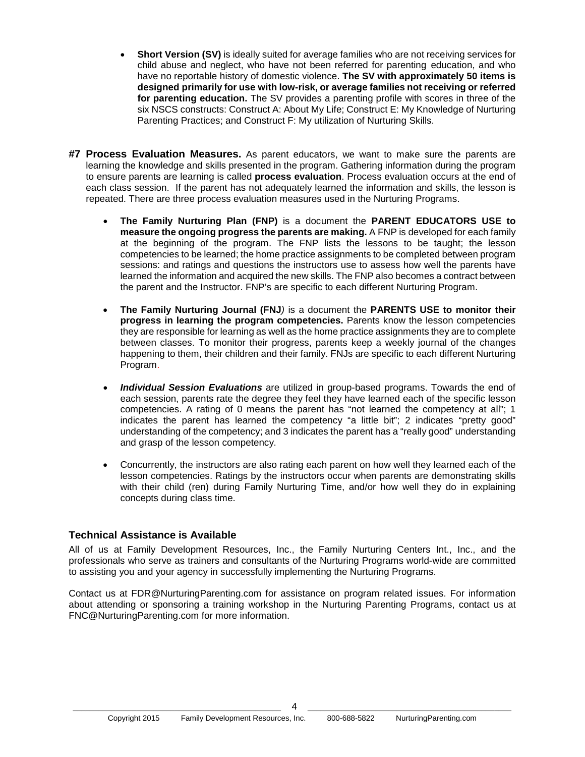- **Short Version (SV)** is ideally suited for average families who are not receiving services for child abuse and neglect, who have not been referred for parenting education, and who have no reportable history of domestic violence. **The SV with approximately 50 items is designed primarily for use with low-risk, or average families not receiving or referred for parenting education.** The SV provides a parenting profile with scores in three of the six NSCS constructs: Construct A: About My Life; Construct E: My Knowledge of Nurturing Parenting Practices; and Construct F: My utilization of Nurturing Skills.

**#7 Process Evaluation Measures.** As parent educators, we want to make sure the parents are learning the knowledge and skills presented in the program. Gathering information during the program to ensure parents are learning is called **process evaluation**. Process evaluation occurs at the end of each class session. If the parent has not adequately learned the information and skills, the lesson is repeated. There are three process evaluation measures used in the Nurturing Programs.

- **The Family Nurturing Plan (FNP)** is a document the **PARENT EDUCATORS USE to measure the ongoing progress the parents are making.** A FNP is developed for each family at the beginning of the program. The FNP lists the lessons to be taught; the lesson competencies to be learned; the home practice assignments to be completed between program sessions: and ratings and questions the instructors use to assess how well the parents have learned the information and acquired the new skills. The FNP also becomes a contract between the parent and the Instructor. FNP's are specific to each different Nurturing Program.

- **The Family Nurturing Journal (FNJ**) is a document the **PARENTS USE to monitor their progress in learning the program competencies.** Parents know the lesson competencies they are responsible for learning as well as the home practice assignments they are to complete between classes. To monitor their progress, parents keep a weekly journal of the changes happening to them, their children and their family. FNJs are specific to each different Nurturing Program.

- ***Individual Session Evaluations*** are utilized in group-based programs. Towards the end of each session, parents rate the degree they feel they have learned each of the specific lesson competencies. A rating of 0 means the parent has "not learned the competency at all"; 1 indicates the parent has learned the competency "a little bit"; 2 indicates "pretty good" understanding of the competency; and 3 indicates the parent has a "really good" understanding and grasp of the lesson competency.

- Concurrently, the instructors are also rating each parent on how well they learned each of the lesson competencies. Ratings by the instructors occur when parents are demonstrating skills with their child (ren) during Family Nurturing Time, and/or how well they do in explaining concepts during class time.

### Technical Assistance is Available

All of us at Family Development Resources, Inc., the Family Nurturing Centers Int., Inc., and the professionals who serve as trainers and consultants of the Nurturing Programs world-wide are committed to assisting you and your agency in successfully implementing the Nurturing Programs.

Contact us at FDR@NurturingParenting.com for assistance on program related issues. For information about attending or sponsoring a training workshop in the Nurturing Parenting Programs, contact us at FNC@NurturingParenting.com for more information.